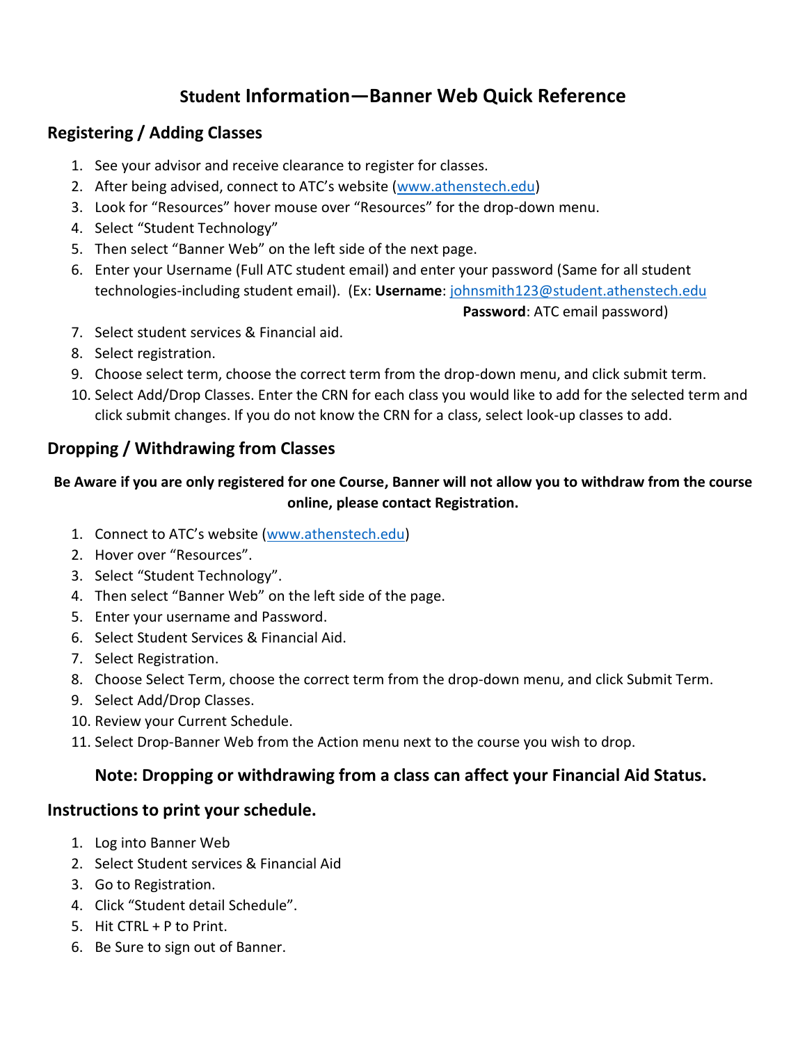# Student Information—Banner Web Quick Reference

## Registering / Adding Classes

1. See your advisor and receive clearance to register for classes.
2. After being advised, connect to ATC's website (www.athenstech.edu)
3. Look for "Resources" hover mouse over "Resources" for the drop-down menu.
4. Select "Student Technology"
5. Then select "Banner Web" on the left side of the next page.
6. Enter your Username (Full ATC student email) and enter your password (Same for all student technologies-including student email). (Ex: **Username**: johnsmith123@student.athenstech.edu
   **Password**: ATC email password)
7. Select student services & Financial aid.
8. Select registration.
9. Choose select term, choose the correct term from the drop-down menu, and click submit term.
10. Select Add/Drop Classes. Enter the CRN for each class you would like to add for the selected term and click submit changes. If you do not know the CRN for a class, select look-up classes to add.

## Dropping / Withdrawing from Classes

**Be Aware if you are only registered for one Course, Banner will not allow you to withdraw from the course online, please contact Registration.**

1. Connect to ATC's website (www.athenstech.edu)
2. Hover over "Resources".
3. Select "Student Technology".
4. Then select "Banner Web" on the left side of the page.
5. Enter your username and Password.
6. Select Student Services & Financial Aid.
7. Select Registration.
8. Choose Select Term, choose the correct term from the drop-down menu, and click Submit Term.
9. Select Add/Drop Classes.
10. Review your Current Schedule.
11. Select Drop-Banner Web from the Action menu next to the course you wish to drop.

**Note: Dropping or withdrawing from a class can affect your Financial Aid Status.**

## Instructions to print your schedule.

1. Log into Banner Web
2. Select Student services & Financial Aid
3. Go to Registration.
4. Click "Student detail Schedule".
5. Hit CTRL + P to Print.
6. Be Sure to sign out of Banner.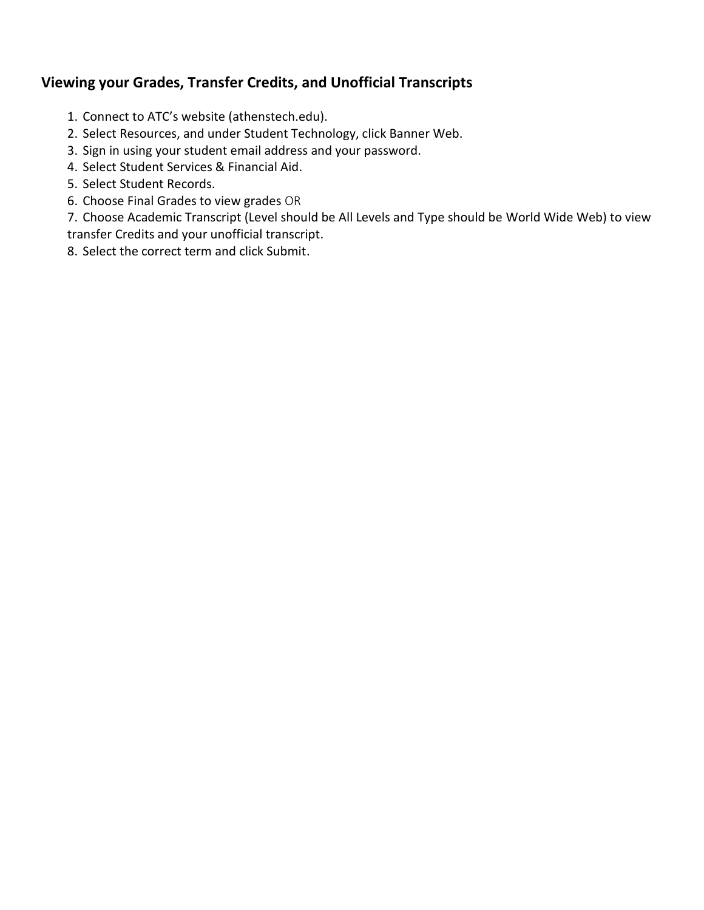## Viewing your Grades, Transfer Credits, and Unofficial Transcripts

1. Connect to ATC's website (athenstech.edu).
2. Select Resources, and under Student Technology, click Banner Web.
3. Sign in using your student email address and your password.
4. Select Student Services & Financial Aid.
5. Select Student Records.
6. Choose Final Grades to view grades OR
7. Choose Academic Transcript (Level should be All Levels and Type should be World Wide Web) to view transfer Credits and your unofficial transcript.
8. Select the correct term and click Submit.